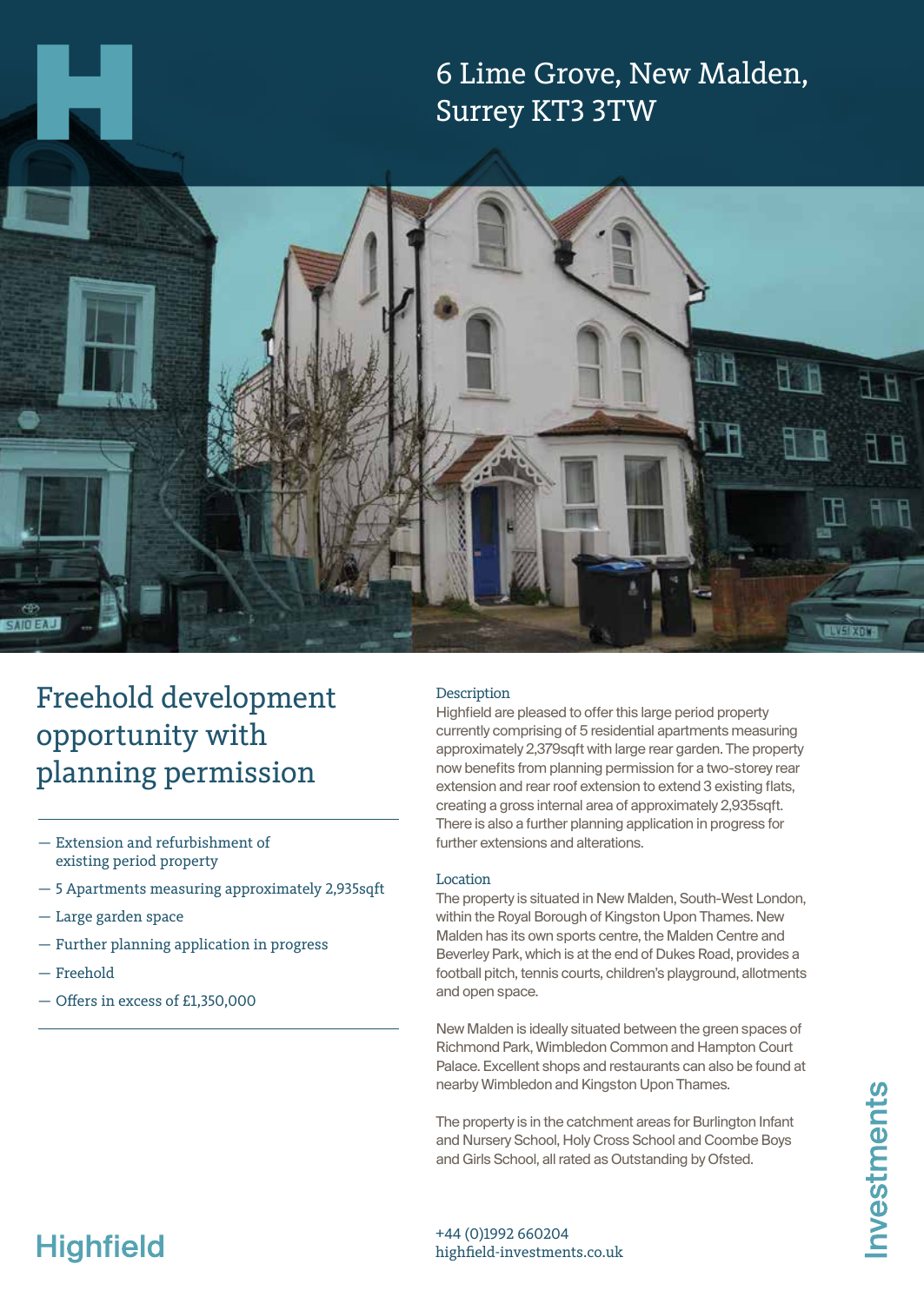# 6 Lime Grove, New Malden, Surrey KT3 3TW

## Freehold development opportunity with planning permission

- Extension and refurbishment of existing period property
- 5 Apartments measuring approximately 2,935sqft
- Large garden space
- Further planning application in progress
- Freehold
- Offers in excess of £1,350,000

### Description

Highfield are pleased to offer this large period property currently comprising of 5 residential apartments measuring approximately 2,379sqft with large rear garden. The property now benefits from planning permission for a two-storey rear extension and rear roof extension to extend 3 existing flats, creating a gross internal area of approximately 2,935sqft. There is also a further planning application in progress for further extensions and alterations.

### Location

The property is situated in New Malden, South-West London, within the Royal Borough of Kingston Upon Thames. New Malden has its own sports centre, the Malden Centre and Beverley Park, which is at the end of Dukes Road, provides a football pitch, tennis courts, children's playground, allotments and open space.

New Malden is ideally situated between the green spaces of Richmond Park, Wimbledon Common and Hampton Court Palace. Excellent shops and restaurants can also be found at nearby Wimbledon and Kingston Upon Thames.

The property is in the catchment areas for Burlington Infant and Nursery School, Holy Cross School and Coombe Boys and Girls School, all rated as Outstanding by Ofsted.

Highfield Investments

+44 (0)1992 660204
highfield-investments.co.uk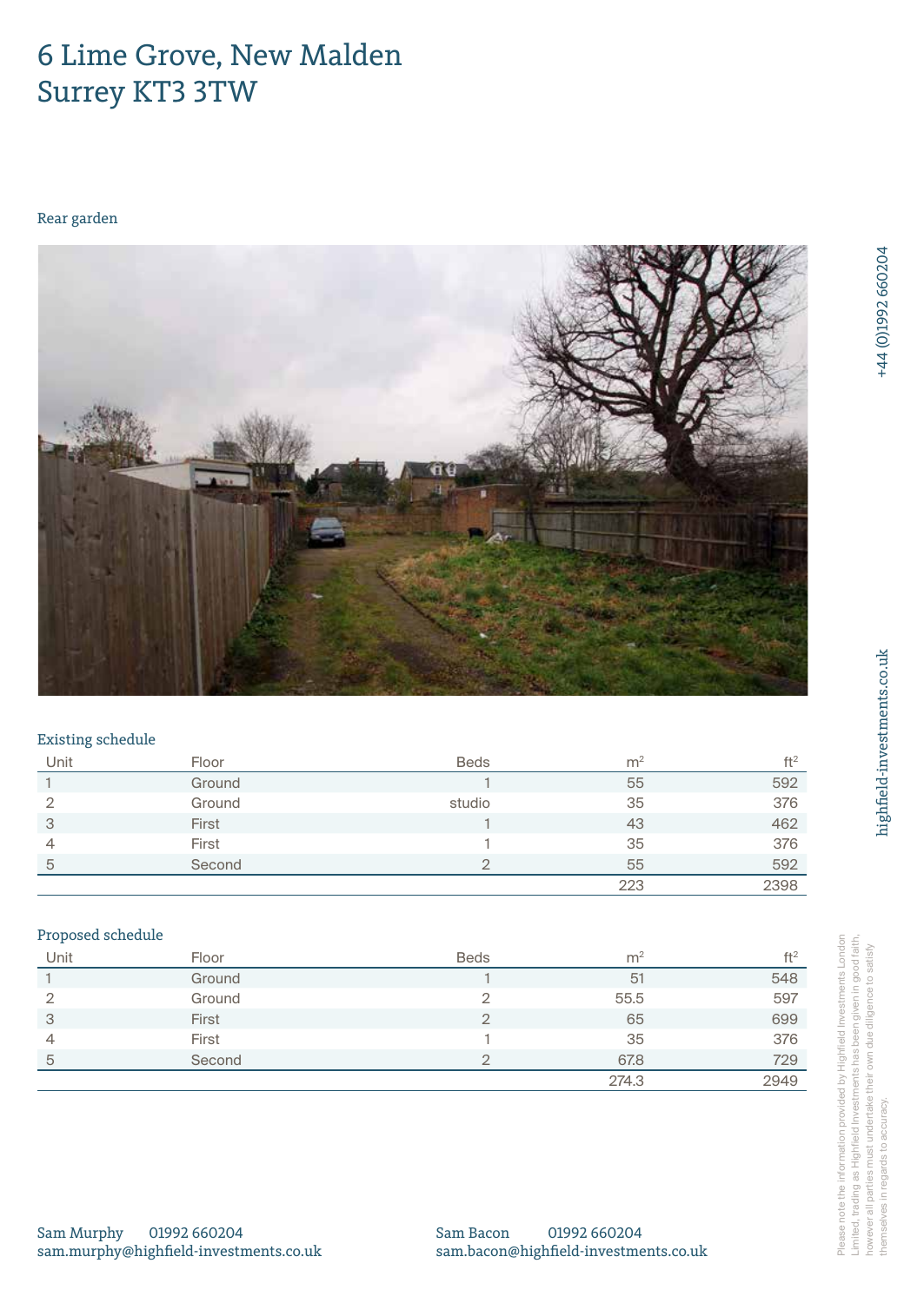# 6 Lime Grove, New Malden
# Surrey KT3 3TW

Rear garden

### Existing schedule

| Unit | Floor | Beds | m² | ft² |
|---|---|---|---|---|
| 1 | Ground | 1 | 55 | 592 |
| 2 | Ground | studio | 35 | 376 |
| 3 | First | 1 | 43 | 462 |
| 4 | First | 1 | 35 | 376 |
| 5 | Second | 2 | 55 | 592 |
| | | | 223 | 2398 |

### Proposed schedule

| Unit | Floor | Beds | m² | ft² |
|---|---|---|---|---|
| 1 | Ground | 1 | 51 | 548 |
| 2 | Ground | 2 | 55.5 | 597 |
| 3 | First | 2 | 65 | 699 |
| 4 | First | 1 | 35 | 376 |
| 5 | Second | 2 | 67.8 | 729 |
| | | | 274.3 | 2949 |

Sam Murphy 01992 660204
sam.murphy@highfield-investments.co.uk

Sam Bacon 01992 660204
sam.bacon@highfield-investments.co.uk

+44 (0)1992 660204

highfield-investments.co.uk

Please note the information provided by Highfield Investments London Limited, trading as Highfield Investments has been given in good faith, however all parties must undertake their own due diligence to satisfy themselves in regards to accuracy.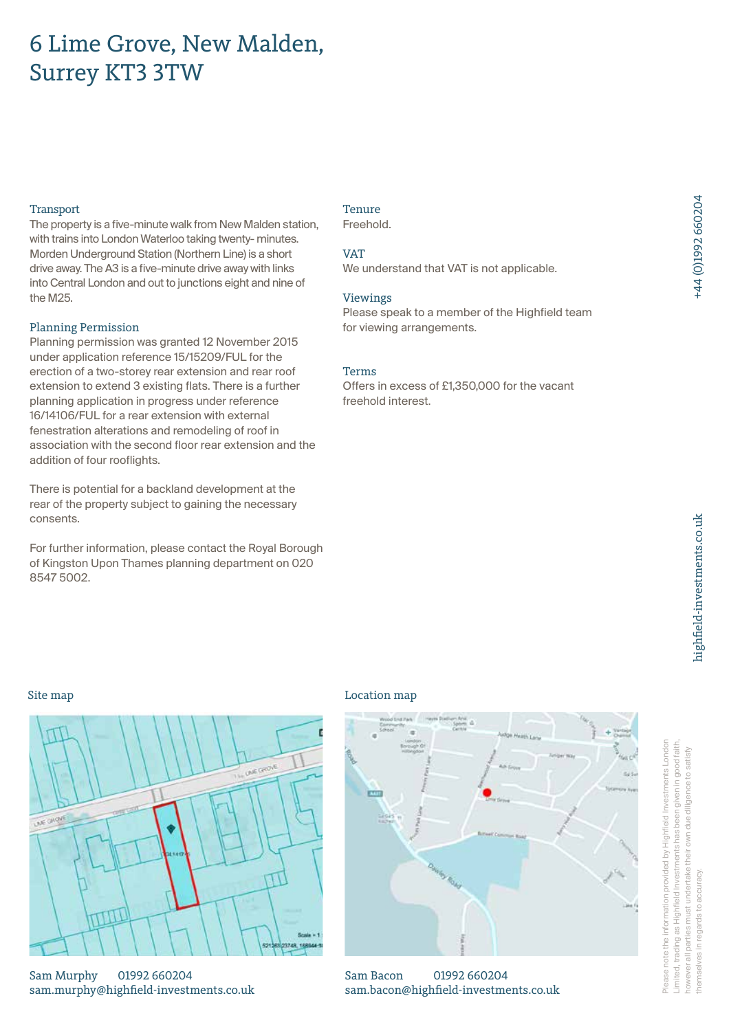# 6 Lime Grove, New Malden, Surrey KT3 3TW

### Transport

The property is a five-minute walk from New Malden station, with trains into London Waterloo taking twenty- minutes. Morden Underground Station (Northern Line) is a short drive away. The A3 is a five-minute drive away with links into Central London and out to junctions eight and nine of the M25.

### Planning Permission

Planning permission was granted 12 November 2015 under application reference 15/15209/FUL for the erection of a two-storey rear extension and rear roof extension to extend 3 existing flats. There is a further planning application in progress under reference 16/14106/FUL for a rear extension with external fenestration alterations and remodeling of roof in association with the second floor rear extension and the addition of four rooflights.

There is potential for a backland development at the rear of the property subject to gaining the necessary consents.

For further information, please contact the Royal Borough of Kingston Upon Thames planning department on 020 8547 5002.

### Tenure

Freehold.

### VAT

We understand that VAT is not applicable.

### Viewings

Please speak to a member of the Highfield team for viewing arrangements.

### Terms

Offers in excess of £1,350,000 for the vacant freehold interest.

+44 (0)1992 660204

highfield-investments.co.uk

### Site map

### Location map

Sam Murphy 01992 660204
sam.murphy@highfield-investments.co.uk

Sam Bacon 01992 660204
sam.bacon@highfield-investments.co.uk

Please note the information provided by Highfield Investments London Limited, trading as Highfield Investments has been given in good faith, however all parties must undertake their own due diligence to satisfy themselves in regards to accuracy.